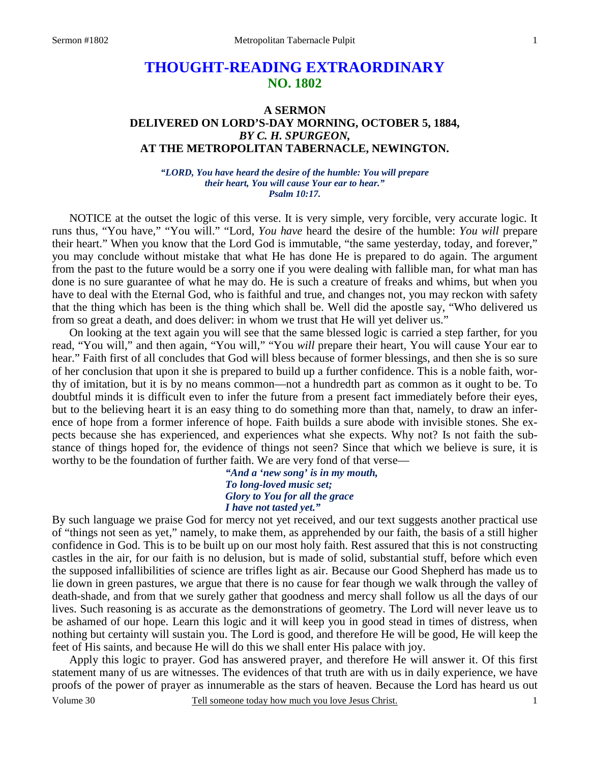# THOUGHT-READING EXTRAORDINARY
## NO. 1802

### A SERMON
### DELIVERED ON LORD'S-DAY MORNING, OCTOBER 5, 1884,
### *BY C. H. SPURGEON,*
### AT THE METROPOLITAN TABERNACLE, NEWINGTON.

*"LORD, You have heard the desire of the humble: You will prepare their heart, You will cause Your ear to hear." Psalm 10:17.*

NOTICE at the outset the logic of this verse. It is very simple, very forcible, very accurate logic. It runs thus, "You have," "You will." "Lord, *You have* heard the desire of the humble: *You will* prepare their heart." When you know that the Lord God is immutable, "the same yesterday, today, and forever," you may conclude without mistake that what He has done He is prepared to do again. The argument from the past to the future would be a sorry one if you were dealing with fallible man, for what man has done is no sure guarantee of what he may do. He is such a creature of freaks and whims, but when you have to deal with the Eternal God, who is faithful and true, and changes not, you may reckon with safety that the thing which has been is the thing which shall be. Well did the apostle say, "Who delivered us from so great a death, and does deliver: in whom we trust that He will yet deliver us."

On looking at the text again you will see that the same blessed logic is carried a step farther, for you read, "You will," and then again, "You will," "You *will* prepare their heart, You will cause Your ear to hear." Faith first of all concludes that God will bless because of former blessings, and then she is so sure of her conclusion that upon it she is prepared to build up a further confidence. This is a noble faith, worthy of imitation, but it is by no means common—not a hundredth part as common as it ought to be. To doubtful minds it is difficult even to infer the future from a present fact immediately before their eyes, but to the believing heart it is an easy thing to do something more than that, namely, to draw an inference of hope from a former inference of hope. Faith builds a sure abode with invisible stones. She expects because she has experienced, and experiences what she expects. Why not? Is not faith the substance of things hoped for, the evidence of things not seen? Since that which we believe is sure, it is worthy to be the foundation of further faith. We are very fond of that verse—

*"And a 'new song' is in my mouth,*
*To long-loved music set;*
*Glory to You for all the grace*
*I have not tasted yet."*

By such language we praise God for mercy not yet received, and our text suggests another practical use of "things not seen as yet," namely, to make them, as apprehended by our faith, the basis of a still higher confidence in God. This is to be built up on our most holy faith. Rest assured that this is not constructing castles in the air, for our faith is no delusion, but is made of solid, substantial stuff, before which even the supposed infallibilities of science are trifles light as air. Because our Good Shepherd has made us to lie down in green pastures, we argue that there is no cause for fear though we walk through the valley of death-shade, and from that we surely gather that goodness and mercy shall follow us all the days of our lives. Such reasoning is as accurate as the demonstrations of geometry. The Lord will never leave us to be ashamed of our hope. Learn this logic and it will keep you in good stead in times of distress, when nothing but certainty will sustain you. The Lord is good, and therefore He will be good, He will keep the feet of His saints, and because He will do this we shall enter His palace with joy.

Apply this logic to prayer. God has answered prayer, and therefore He will answer it. Of this first statement many of us are witnesses. The evidences of that truth are with us in daily experience, we have proofs of the power of prayer as innumerable as the stars of heaven. Because the Lord has heard us out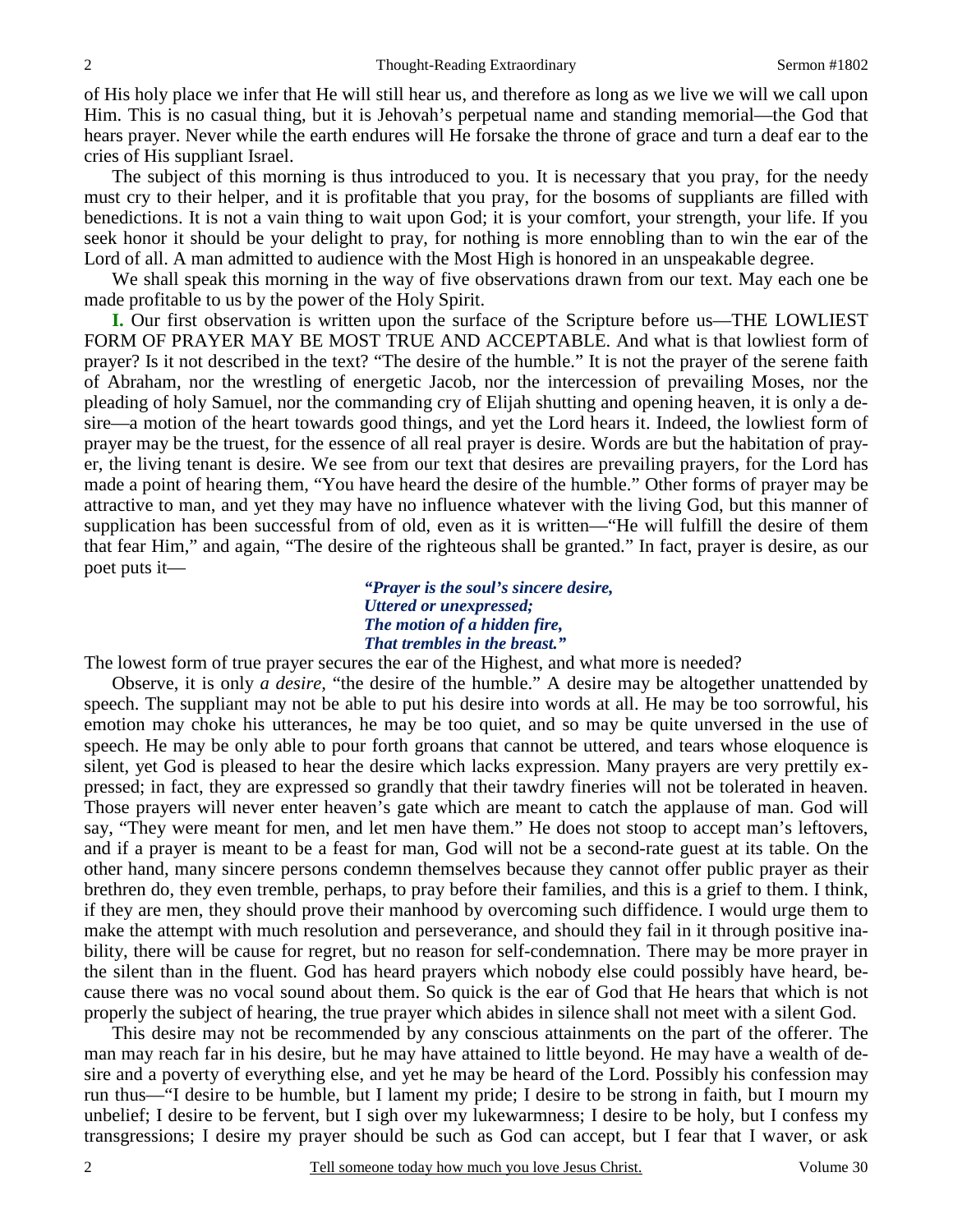of His holy place we infer that He will still hear us, and therefore as long as we live we will we call upon Him. This is no casual thing, but it is Jehovah's perpetual name and standing memorial—the God that hears prayer. Never while the earth endures will He forsake the throne of grace and turn a deaf ear to the cries of His suppliant Israel.

The subject of this morning is thus introduced to you. It is necessary that you pray, for the needy must cry to their helper, and it is profitable that you pray, for the bosoms of suppliants are filled with benedictions. It is not a vain thing to wait upon God; it is your comfort, your strength, your life. If you seek honor it should be your delight to pray, for nothing is more ennobling than to win the ear of the Lord of all. A man admitted to audience with the Most High is honored in an unspeakable degree.

We shall speak this morning in the way of five observations drawn from our text. May each one be made profitable to us by the power of the Holy Spirit.

**I.** Our first observation is written upon the surface of the Scripture before us—THE LOWLIEST FORM OF PRAYER MAY BE MOST TRUE AND ACCEPTABLE. And what is that lowliest form of prayer? Is it not described in the text? "The desire of the humble." It is not the prayer of the serene faith of Abraham, nor the wrestling of energetic Jacob, nor the intercession of prevailing Moses, nor the pleading of holy Samuel, nor the commanding cry of Elijah shutting and opening heaven, it is only a desire—a motion of the heart towards good things, and yet the Lord hears it. Indeed, the lowliest form of prayer may be the truest, for the essence of all real prayer is desire. Words are but the habitation of prayer, the living tenant is desire. We see from our text that desires are prevailing prayers, for the Lord has made a point of hearing them, "You have heard the desire of the humble." Other forms of prayer may be attractive to man, and yet they may have no influence whatever with the living God, but this manner of supplication has been successful from of old, even as it is written—"He will fulfill the desire of them that fear Him," and again, "The desire of the righteous shall be granted." In fact, prayer is desire, as our poet puts it—

> ***"Prayer is the soul's sincere desire,***
> ***Uttered or unexpressed;***
> ***The motion of a hidden fire,***
> ***That trembles in the breast."***

The lowest form of true prayer secures the ear of the Highest, and what more is needed?

Observe, it is only *a desire,* "the desire of the humble." A desire may be altogether unattended by speech. The suppliant may not be able to put his desire into words at all. He may be too sorrowful, his emotion may choke his utterances, he may be too quiet, and so may be quite unversed in the use of speech. He may be only able to pour forth groans that cannot be uttered, and tears whose eloquence is silent, yet God is pleased to hear the desire which lacks expression. Many prayers are very prettily expressed; in fact, they are expressed so grandly that their tawdry fineries will not be tolerated in heaven. Those prayers will never enter heaven's gate which are meant to catch the applause of man. God will say, "They were meant for men, and let men have them." He does not stoop to accept man's leftovers, and if a prayer is meant to be a feast for man, God will not be a second-rate guest at its table. On the other hand, many sincere persons condemn themselves because they cannot offer public prayer as their brethren do, they even tremble, perhaps, to pray before their families, and this is a grief to them. I think, if they are men, they should prove their manhood by overcoming such diffidence. I would urge them to make the attempt with much resolution and perseverance, and should they fail in it through positive inability, there will be cause for regret, but no reason for self-condemnation. There may be more prayer in the silent than in the fluent. God has heard prayers which nobody else could possibly have heard, because there was no vocal sound about them. So quick is the ear of God that He hears that which is not properly the subject of hearing, the true prayer which abides in silence shall not meet with a silent God.

This desire may not be recommended by any conscious attainments on the part of the offerer. The man may reach far in his desire, but he may have attained to little beyond. He may have a wealth of desire and a poverty of everything else, and yet he may be heard of the Lord. Possibly his confession may run thus—"I desire to be humble, but I lament my pride; I desire to be strong in faith, but I mourn my unbelief; I desire to be fervent, but I sigh over my lukewarmness; I desire to be holy, but I confess my transgressions; I desire my prayer should be such as God can accept, but I fear that I waver, or ask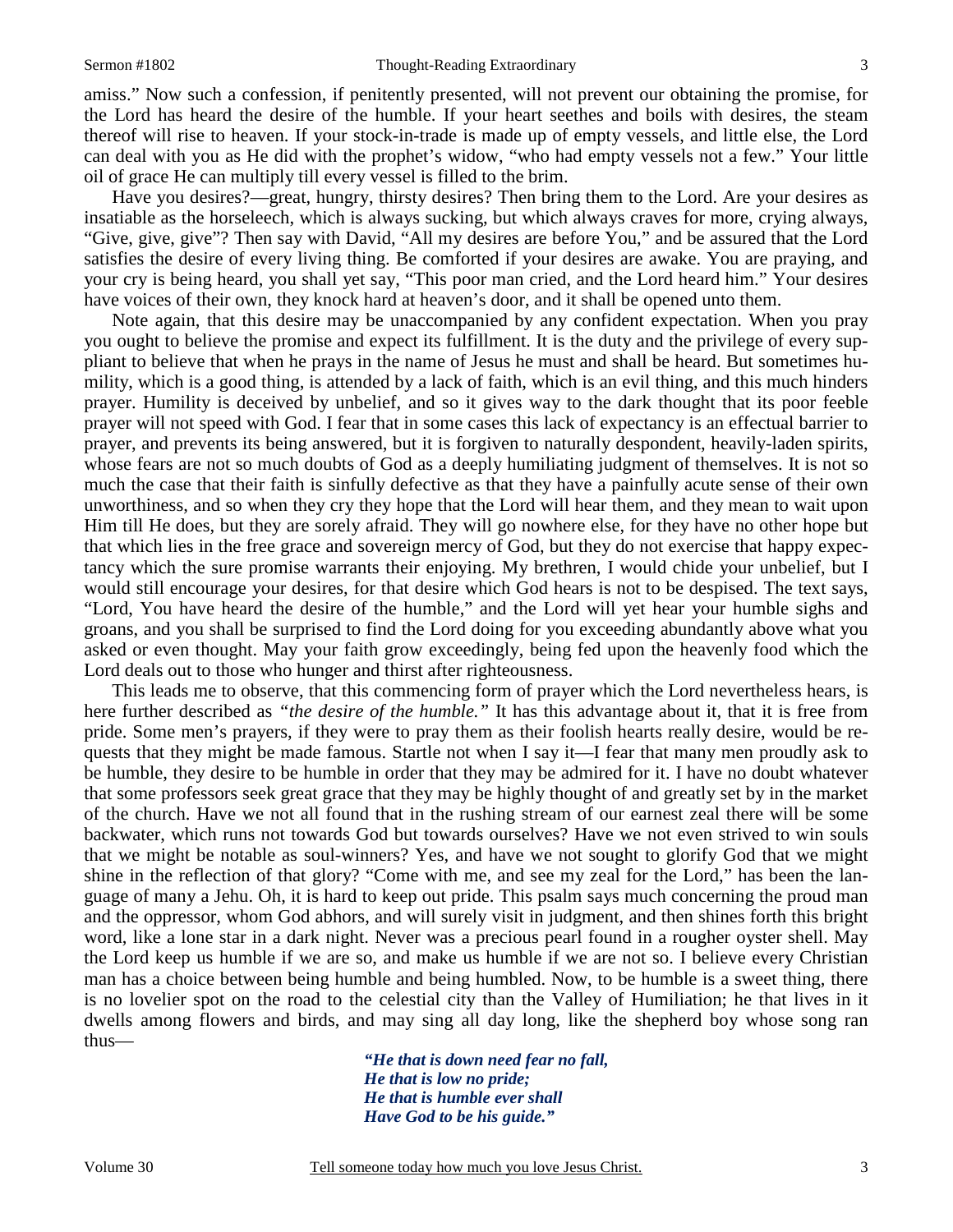amiss." Now such a confession, if penitently presented, will not prevent our obtaining the promise, for the Lord has heard the desire of the humble. If your heart seethes and boils with desires, the steam thereof will rise to heaven. If your stock-in-trade is made up of empty vessels, and little else, the Lord can deal with you as He did with the prophet's widow, "who had empty vessels not a few." Your little oil of grace He can multiply till every vessel is filled to the brim.

Have you desires?—great, hungry, thirsty desires? Then bring them to the Lord. Are your desires as insatiable as the horseleech, which is always sucking, but which always craves for more, crying always, "Give, give, give"? Then say with David, "All my desires are before You," and be assured that the Lord satisfies the desire of every living thing. Be comforted if your desires are awake. You are praying, and your cry is being heard, you shall yet say, "This poor man cried, and the Lord heard him." Your desires have voices of their own, they knock hard at heaven's door, and it shall be opened unto them.

Note again, that this desire may be unaccompanied by any confident expectation. When you pray you ought to believe the promise and expect its fulfillment. It is the duty and the privilege of every suppliant to believe that when he prays in the name of Jesus he must and shall be heard. But sometimes humility, which is a good thing, is attended by a lack of faith, which is an evil thing, and this much hinders prayer. Humility is deceived by unbelief, and so it gives way to the dark thought that its poor feeble prayer will not speed with God. I fear that in some cases this lack of expectancy is an effectual barrier to prayer, and prevents its being answered, but it is forgiven to naturally despondent, heavily-laden spirits, whose fears are not so much doubts of God as a deeply humiliating judgment of themselves. It is not so much the case that their faith is sinfully defective as that they have a painfully acute sense of their own unworthiness, and so when they cry they hope that the Lord will hear them, and they mean to wait upon Him till He does, but they are sorely afraid. They will go nowhere else, for they have no other hope but that which lies in the free grace and sovereign mercy of God, but they do not exercise that happy expectancy which the sure promise warrants their enjoying. My brethren, I would chide your unbelief, but I would still encourage your desires, for that desire which God hears is not to be despised. The text says, "Lord, You have heard the desire of the humble," and the Lord will yet hear your humble sighs and groans, and you shall be surprised to find the Lord doing for you exceeding abundantly above what you asked or even thought. May your faith grow exceedingly, being fed upon the heavenly food which the Lord deals out to those who hunger and thirst after righteousness.

This leads me to observe, that this commencing form of prayer which the Lord nevertheless hears, is here further described as *"the desire of the humble."* It has this advantage about it, that it is free from pride. Some men's prayers, if they were to pray them as their foolish hearts really desire, would be requests that they might be made famous. Startle not when I say it—I fear that many men proudly ask to be humble, they desire to be humble in order that they may be admired for it. I have no doubt whatever that some professors seek great grace that they may be highly thought of and greatly set by in the market of the church. Have we not all found that in the rushing stream of our earnest zeal there will be some backwater, which runs not towards God but towards ourselves? Have we not even strived to win souls that we might be notable as soul-winners? Yes, and have we not sought to glorify God that we might shine in the reflection of that glory? "Come with me, and see my zeal for the Lord," has been the language of many a Jehu. Oh, it is hard to keep out pride. This psalm says much concerning the proud man and the oppressor, whom God abhors, and will surely visit in judgment, and then shines forth this bright word, like a lone star in a dark night. Never was a precious pearl found in a rougher oyster shell. May the Lord keep us humble if we are so, and make us humble if we are not so. I believe every Christian man has a choice between being humble and being humbled. Now, to be humble is a sweet thing, there is no lovelier spot on the road to the celestial city than the Valley of Humiliation; he that lives in it dwells among flowers and birds, and may sing all day long, like the shepherd boy whose song ran thus—

> *"He that is down need fear no fall,*
> *He that is low no pride;*
> *He that is humble ever shall*
> *Have God to be his guide."*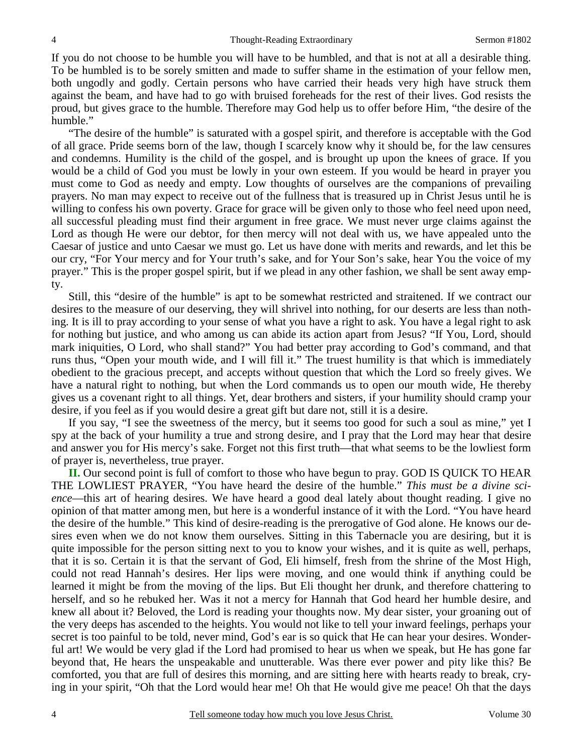If you do not choose to be humble you will have to be humbled, and that is not at all a desirable thing. To be humbled is to be sorely smitten and made to suffer shame in the estimation of your fellow men, both ungodly and godly. Certain persons who have carried their heads very high have struck them against the beam, and have had to go with bruised foreheads for the rest of their lives. God resists the proud, but gives grace to the humble. Therefore may God help us to offer before Him, "the desire of the humble."

"The desire of the humble" is saturated with a gospel spirit, and therefore is acceptable with the God of all grace. Pride seems born of the law, though I scarcely know why it should be, for the law censures and condemns. Humility is the child of the gospel, and is brought up upon the knees of grace. If you would be a child of God you must be lowly in your own esteem. If you would be heard in prayer you must come to God as needy and empty. Low thoughts of ourselves are the companions of prevailing prayers. No man may expect to receive out of the fullness that is treasured up in Christ Jesus until he is willing to confess his own poverty. Grace for grace will be given only to those who feel need upon need, all successful pleading must find their argument in free grace. We must never urge claims against the Lord as though He were our debtor, for then mercy will not deal with us, we have appealed unto the Caesar of justice and unto Caesar we must go. Let us have done with merits and rewards, and let this be our cry, "For Your mercy and for Your truth's sake, and for Your Son's sake, hear You the voice of my prayer." This is the proper gospel spirit, but if we plead in any other fashion, we shall be sent away empty.

Still, this "desire of the humble" is apt to be somewhat restricted and straitened. If we contract our desires to the measure of our deserving, they will shrivel into nothing, for our deserts are less than nothing. It is ill to pray according to your sense of what you have a right to ask. You have a legal right to ask for nothing but justice, and who among us can abide its action apart from Jesus? "If You, Lord, should mark iniquities, O Lord, who shall stand?" You had better pray according to God's command, and that runs thus, "Open your mouth wide, and I will fill it." The truest humility is that which is immediately obedient to the gracious precept, and accepts without question that which the Lord so freely gives. We have a natural right to nothing, but when the Lord commands us to open our mouth wide, He thereby gives us a covenant right to all things. Yet, dear brothers and sisters, if your humility should cramp your desire, if you feel as if you would desire a great gift but dare not, still it is a desire.

If you say, "I see the sweetness of the mercy, but it seems too good for such a soul as mine," yet I spy at the back of your humility a true and strong desire, and I pray that the Lord may hear that desire and answer you for His mercy's sake. Forget not this first truth—that what seems to be the lowliest form of prayer is, nevertheless, true prayer.

**II.** Our second point is full of comfort to those who have begun to pray. GOD IS QUICK TO HEAR THE LOWLIEST PRAYER, "You have heard the desire of the humble." *This must be a divine science*—this art of hearing desires. We have heard a good deal lately about thought reading. I give no opinion of that matter among men, but here is a wonderful instance of it with the Lord. "You have heard the desire of the humble." This kind of desire-reading is the prerogative of God alone. He knows our desires even when we do not know them ourselves. Sitting in this Tabernacle you are desiring, but it is quite impossible for the person sitting next to you to know your wishes, and it is quite as well, perhaps, that it is so. Certain it is that the servant of God, Eli himself, fresh from the shrine of the Most High, could not read Hannah's desires. Her lips were moving, and one would think if anything could be learned it might be from the moving of the lips. But Eli thought her drunk, and therefore chattering to herself, and so he rebuked her. Was it not a mercy for Hannah that God heard her humble desire, and knew all about it? Beloved, the Lord is reading your thoughts now. My dear sister, your groaning out of the very deeps has ascended to the heights. You would not like to tell your inward feelings, perhaps your secret is too painful to be told, never mind, God's ear is so quick that He can hear your desires. Wonderful art! We would be very glad if the Lord had promised to hear us when we speak, but He has gone far beyond that, He hears the unspeakable and unutterable. Was there ever power and pity like this? Be comforted, you that are full of desires this morning, and are sitting here with hearts ready to break, crying in your spirit, "Oh that the Lord would hear me! Oh that He would give me peace! Oh that the days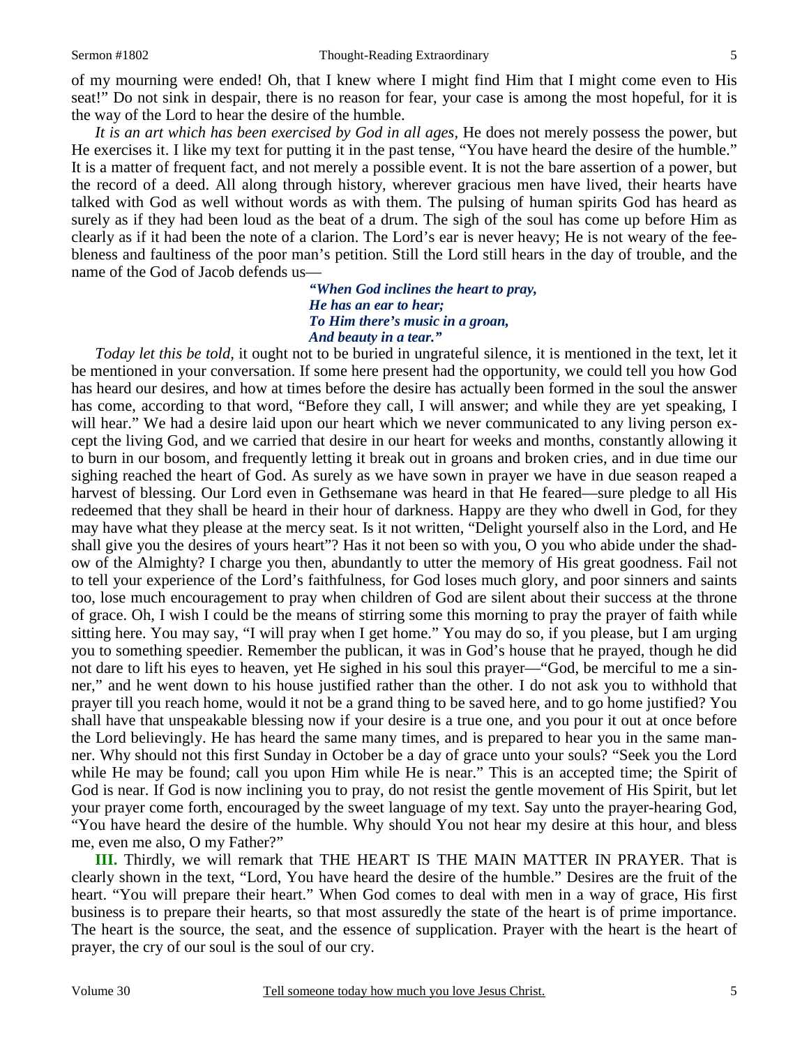of my mourning were ended! Oh, that I knew where I might find Him that I might come even to His seat!" Do not sink in despair, there is no reason for fear, your case is among the most hopeful, for it is the way of the Lord to hear the desire of the humble.

*It is an art which has been exercised by God in all ages,* He does not merely possess the power, but He exercises it. I like my text for putting it in the past tense, "You have heard the desire of the humble." It is a matter of frequent fact, and not merely a possible event. It is not the bare assertion of a power, but the record of a deed. All along through history, wherever gracious men have lived, their hearts have talked with God as well without words as with them. The pulsing of human spirits God has heard as surely as if they had been loud as the beat of a drum. The sigh of the soul has come up before Him as clearly as if it had been the note of a clarion. The Lord's ear is never heavy; He is not weary of the feebleness and faultiness of the poor man's petition. Still the Lord still hears in the day of trouble, and the name of the God of Jacob defends us—

> ***"When God inclines the heart to pray,***
> ***He has an ear to hear;***
> ***To Him there's music in a groan,***
> ***And beauty in a tear."***

*Today let this be told,* it ought not to be buried in ungrateful silence, it is mentioned in the text, let it be mentioned in your conversation. If some here present had the opportunity, we could tell you how God has heard our desires, and how at times before the desire has actually been formed in the soul the answer has come, according to that word, "Before they call, I will answer; and while they are yet speaking, I will hear." We had a desire laid upon our heart which we never communicated to any living person except the living God, and we carried that desire in our heart for weeks and months, constantly allowing it to burn in our bosom, and frequently letting it break out in groans and broken cries, and in due time our sighing reached the heart of God. As surely as we have sown in prayer we have in due season reaped a harvest of blessing. Our Lord even in Gethsemane was heard in that He feared—sure pledge to all His redeemed that they shall be heard in their hour of darkness. Happy are they who dwell in God, for they may have what they please at the mercy seat. Is it not written, "Delight yourself also in the Lord, and He shall give you the desires of yours heart"? Has it not been so with you, O you who abide under the shadow of the Almighty? I charge you then, abundantly to utter the memory of His great goodness. Fail not to tell your experience of the Lord's faithfulness, for God loses much glory, and poor sinners and saints too, lose much encouragement to pray when children of God are silent about their success at the throne of grace. Oh, I wish I could be the means of stirring some this morning to pray the prayer of faith while sitting here. You may say, "I will pray when I get home." You may do so, if you please, but I am urging you to something speedier. Remember the publican, it was in God's house that he prayed, though he did not dare to lift his eyes to heaven, yet He sighed in his soul this prayer—"God, be merciful to me a sinner," and he went down to his house justified rather than the other. I do not ask you to withhold that prayer till you reach home, would it not be a grand thing to be saved here, and to go home justified? You shall have that unspeakable blessing now if your desire is a true one, and you pour it out at once before the Lord believingly. He has heard the same many times, and is prepared to hear you in the same manner. Why should not this first Sunday in October be a day of grace unto your souls? "Seek you the Lord while He may be found; call you upon Him while He is near." This is an accepted time; the Spirit of God is near. If God is now inclining you to pray, do not resist the gentle movement of His Spirit, but let your prayer come forth, encouraged by the sweet language of my text. Say unto the prayer-hearing God, "You have heard the desire of the humble. Why should You not hear my desire at this hour, and bless me, even me also, O my Father?"

**III.** Thirdly, we will remark that THE HEART IS THE MAIN MATTER IN PRAYER. That is clearly shown in the text, "Lord, You have heard the desire of the humble." Desires are the fruit of the heart. "You will prepare their heart." When God comes to deal with men in a way of grace, His first business is to prepare their hearts, so that most assuredly the state of the heart is of prime importance. The heart is the source, the seat, and the essence of supplication. Prayer with the heart is the heart of prayer, the cry of our soul is the soul of our cry.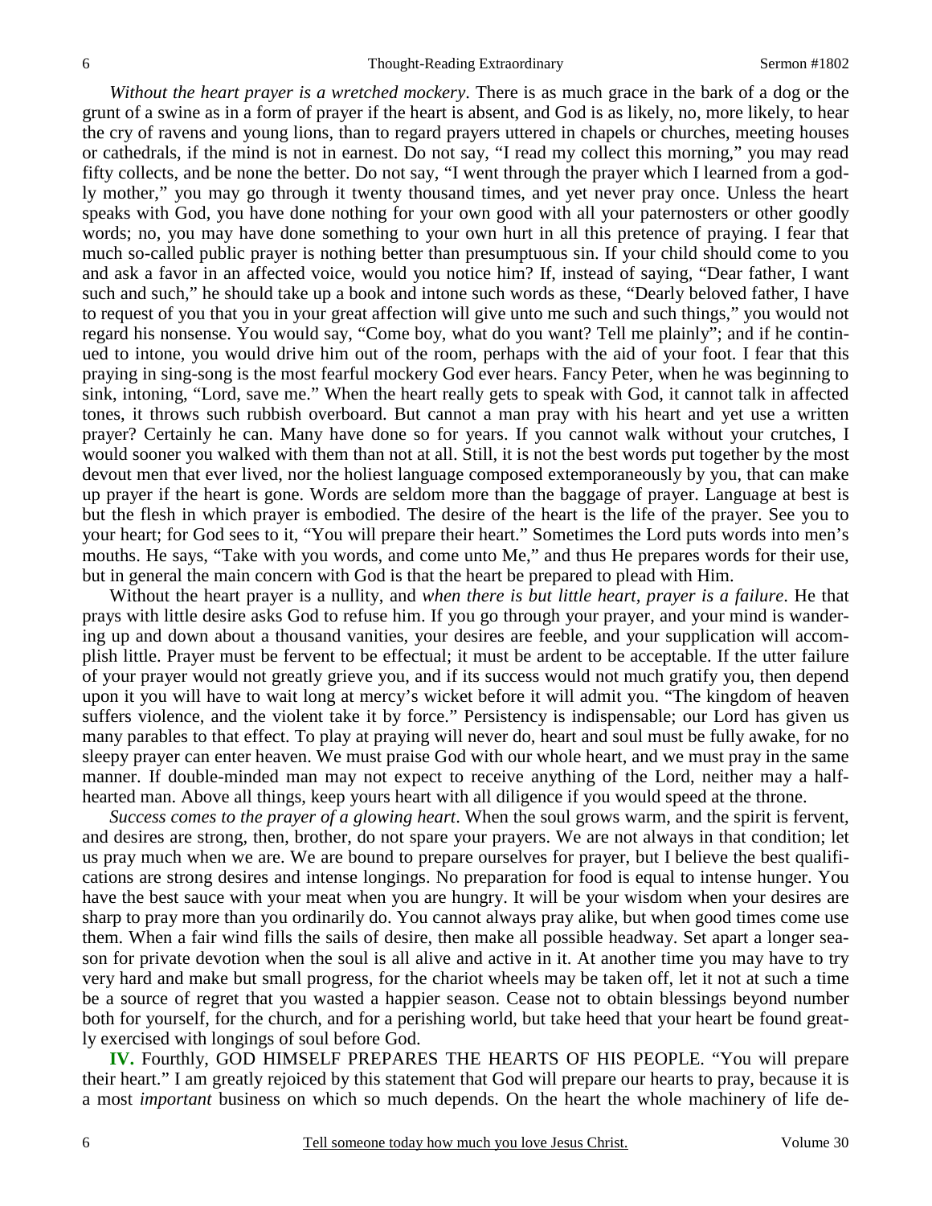*Without the heart prayer is a wretched mockery*. There is as much grace in the bark of a dog or the grunt of a swine as in a form of prayer if the heart is absent, and God is as likely, no, more likely, to hear the cry of ravens and young lions, than to regard prayers uttered in chapels or churches, meeting houses or cathedrals, if the mind is not in earnest. Do not say, "I read my collect this morning," you may read fifty collects, and be none the better. Do not say, "I went through the prayer which I learned from a godly mother," you may go through it twenty thousand times, and yet never pray once. Unless the heart speaks with God, you have done nothing for your own good with all your paternosters or other goodly words; no, you may have done something to your own hurt in all this pretence of praying. I fear that much so-called public prayer is nothing better than presumptuous sin. If your child should come to you and ask a favor in an affected voice, would you notice him? If, instead of saying, "Dear father, I want such and such," he should take up a book and intone such words as these, "Dearly beloved father, I have to request of you that you in your great affection will give unto me such and such things," you would not regard his nonsense. You would say, "Come boy, what do you want? Tell me plainly"; and if he continued to intone, you would drive him out of the room, perhaps with the aid of your foot. I fear that this praying in sing-song is the most fearful mockery God ever hears. Fancy Peter, when he was beginning to sink, intoning, "Lord, save me." When the heart really gets to speak with God, it cannot talk in affected tones, it throws such rubbish overboard. But cannot a man pray with his heart and yet use a written prayer? Certainly he can. Many have done so for years. If you cannot walk without your crutches, I would sooner you walked with them than not at all. Still, it is not the best words put together by the most devout men that ever lived, nor the holiest language composed extemporaneously by you, that can make up prayer if the heart is gone. Words are seldom more than the baggage of prayer. Language at best is but the flesh in which prayer is embodied. The desire of the heart is the life of the prayer. See you to your heart; for God sees to it, "You will prepare their heart." Sometimes the Lord puts words into men's mouths. He says, "Take with you words, and come unto Me," and thus He prepares words for their use, but in general the main concern with God is that the heart be prepared to plead with Him.

Without the heart prayer is a nullity, and *when there is but little heart, prayer is a failure*. He that prays with little desire asks God to refuse him. If you go through your prayer, and your mind is wandering up and down about a thousand vanities, your desires are feeble, and your supplication will accomplish little. Prayer must be fervent to be effectual; it must be ardent to be acceptable. If the utter failure of your prayer would not greatly grieve you, and if its success would not much gratify you, then depend upon it you will have to wait long at mercy's wicket before it will admit you. "The kingdom of heaven suffers violence, and the violent take it by force." Persistency is indispensable; our Lord has given us many parables to that effect. To play at praying will never do, heart and soul must be fully awake, for no sleepy prayer can enter heaven. We must praise God with our whole heart, and we must pray in the same manner. If double-minded man may not expect to receive anything of the Lord, neither may a half-hearted man. Above all things, keep yours heart with all diligence if you would speed at the throne.

*Success comes to the prayer of a glowing heart*. When the soul grows warm, and the spirit is fervent, and desires are strong, then, brother, do not spare your prayers. We are not always in that condition; let us pray much when we are. We are bound to prepare ourselves for prayer, but I believe the best qualifications are strong desires and intense longings. No preparation for food is equal to intense hunger. You have the best sauce with your meat when you are hungry. It will be your wisdom when your desires are sharp to pray more than you ordinarily do. You cannot always pray alike, but when good times come use them. When a fair wind fills the sails of desire, then make all possible headway. Set apart a longer season for private devotion when the soul is all alive and active in it. At another time you may have to try very hard and make but small progress, for the chariot wheels may be taken off, let it not at such a time be a source of regret that you wasted a happier season. Cease not to obtain blessings beyond number both for yourself, for the church, and for a perishing world, but take heed that your heart be found greatly exercised with longings of soul before God.

**IV.** Fourthly, GOD HIMSELF PREPARES THE HEARTS OF HIS PEOPLE. "You will prepare their heart." I am greatly rejoiced by this statement that God will prepare our hearts to pray, because it is a most *important* business on which so much depends. On the heart the whole machinery of life de-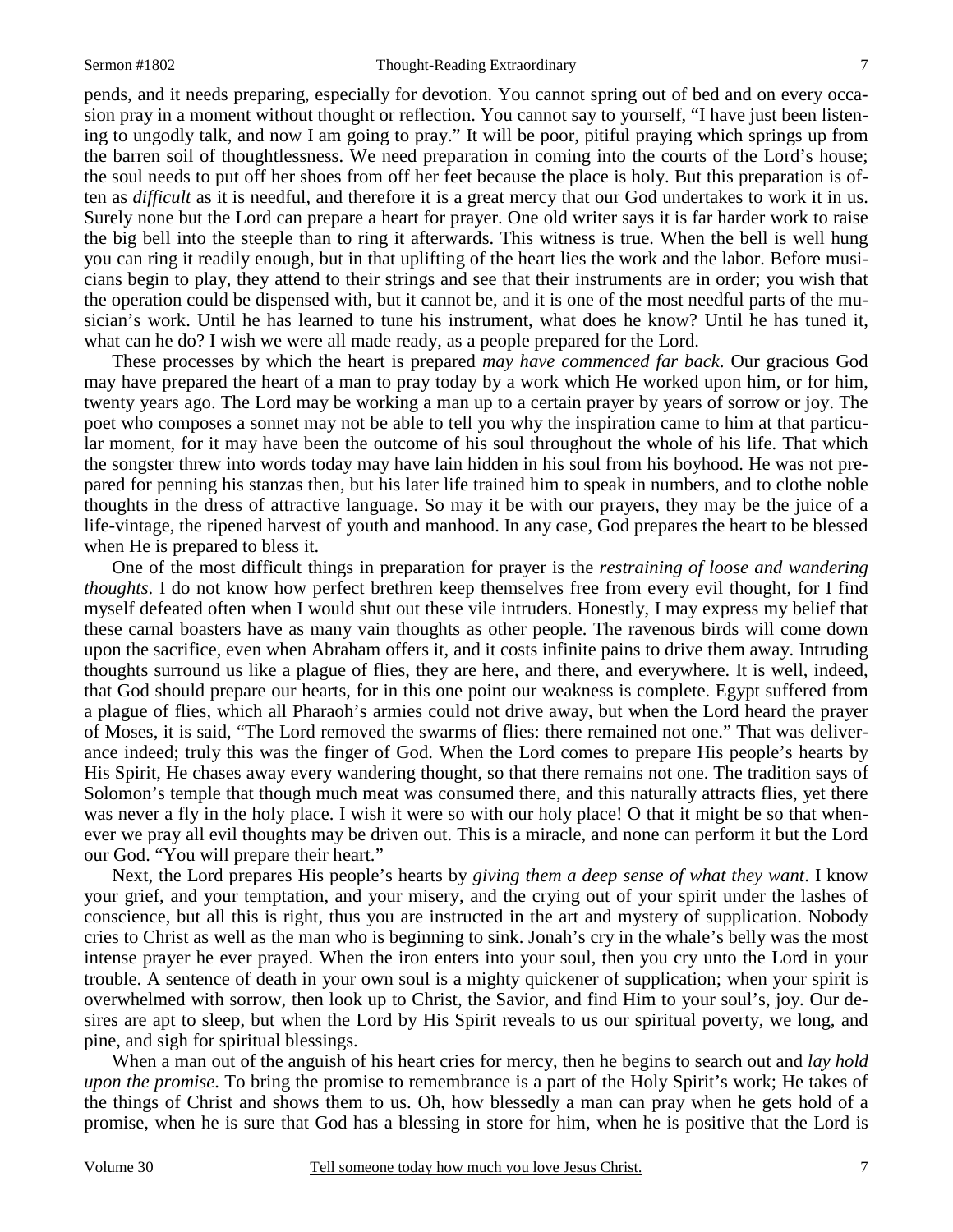pends, and it needs preparing, especially for devotion. You cannot spring out of bed and on every occasion pray in a moment without thought or reflection. You cannot say to yourself, "I have just been listening to ungodly talk, and now I am going to pray." It will be poor, pitiful praying which springs up from the barren soil of thoughtlessness. We need preparation in coming into the courts of the Lord's house; the soul needs to put off her shoes from off her feet because the place is holy. But this preparation is often as *difficult* as it is needful, and therefore it is a great mercy that our God undertakes to work it in us. Surely none but the Lord can prepare a heart for prayer. One old writer says it is far harder work to raise the big bell into the steeple than to ring it afterwards. This witness is true. When the bell is well hung you can ring it readily enough, but in that uplifting of the heart lies the work and the labor. Before musicians begin to play, they attend to their strings and see that their instruments are in order; you wish that the operation could be dispensed with, but it cannot be, and it is one of the most needful parts of the musician's work. Until he has learned to tune his instrument, what does he know? Until he has tuned it, what can he do? I wish we were all made ready, as a people prepared for the Lord.

These processes by which the heart is prepared *may have commenced far back*. Our gracious God may have prepared the heart of a man to pray today by a work which He worked upon him, or for him, twenty years ago. The Lord may be working a man up to a certain prayer by years of sorrow or joy. The poet who composes a sonnet may not be able to tell you why the inspiration came to him at that particular moment, for it may have been the outcome of his soul throughout the whole of his life. That which the songster threw into words today may have lain hidden in his soul from his boyhood. He was not prepared for penning his stanzas then, but his later life trained him to speak in numbers, and to clothe noble thoughts in the dress of attractive language. So may it be with our prayers, they may be the juice of a life-vintage, the ripened harvest of youth and manhood. In any case, God prepares the heart to be blessed when He is prepared to bless it.

One of the most difficult things in preparation for prayer is the *restraining of loose and wandering thoughts*. I do not know how perfect brethren keep themselves free from every evil thought, for I find myself defeated often when I would shut out these vile intruders. Honestly, I may express my belief that these carnal boasters have as many vain thoughts as other people. The ravenous birds will come down upon the sacrifice, even when Abraham offers it, and it costs infinite pains to drive them away. Intruding thoughts surround us like a plague of flies, they are here, and there, and everywhere. It is well, indeed, that God should prepare our hearts, for in this one point our weakness is complete. Egypt suffered from a plague of flies, which all Pharaoh's armies could not drive away, but when the Lord heard the prayer of Moses, it is said, "The Lord removed the swarms of flies: there remained not one." That was deliverance indeed; truly this was the finger of God. When the Lord comes to prepare His people's hearts by His Spirit, He chases away every wandering thought, so that there remains not one. The tradition says of Solomon's temple that though much meat was consumed there, and this naturally attracts flies, yet there was never a fly in the holy place. I wish it were so with our holy place! O that it might be so that whenever we pray all evil thoughts may be driven out. This is a miracle, and none can perform it but the Lord our God. "You will prepare their heart."

Next, the Lord prepares His people's hearts by *giving them a deep sense of what they want*. I know your grief, and your temptation, and your misery, and the crying out of your spirit under the lashes of conscience, but all this is right, thus you are instructed in the art and mystery of supplication. Nobody cries to Christ as well as the man who is beginning to sink. Jonah's cry in the whale's belly was the most intense prayer he ever prayed. When the iron enters into your soul, then you cry unto the Lord in your trouble. A sentence of death in your own soul is a mighty quickener of supplication; when your spirit is overwhelmed with sorrow, then look up to Christ, the Savior, and find Him to your soul's, joy. Our desires are apt to sleep, but when the Lord by His Spirit reveals to us our spiritual poverty, we long, and pine, and sigh for spiritual blessings.

When a man out of the anguish of his heart cries for mercy, then he begins to search out and *lay hold upon the promise*. To bring the promise to remembrance is a part of the Holy Spirit's work; He takes of the things of Christ and shows them to us. Oh, how blessedly a man can pray when he gets hold of a promise, when he is sure that God has a blessing in store for him, when he is positive that the Lord is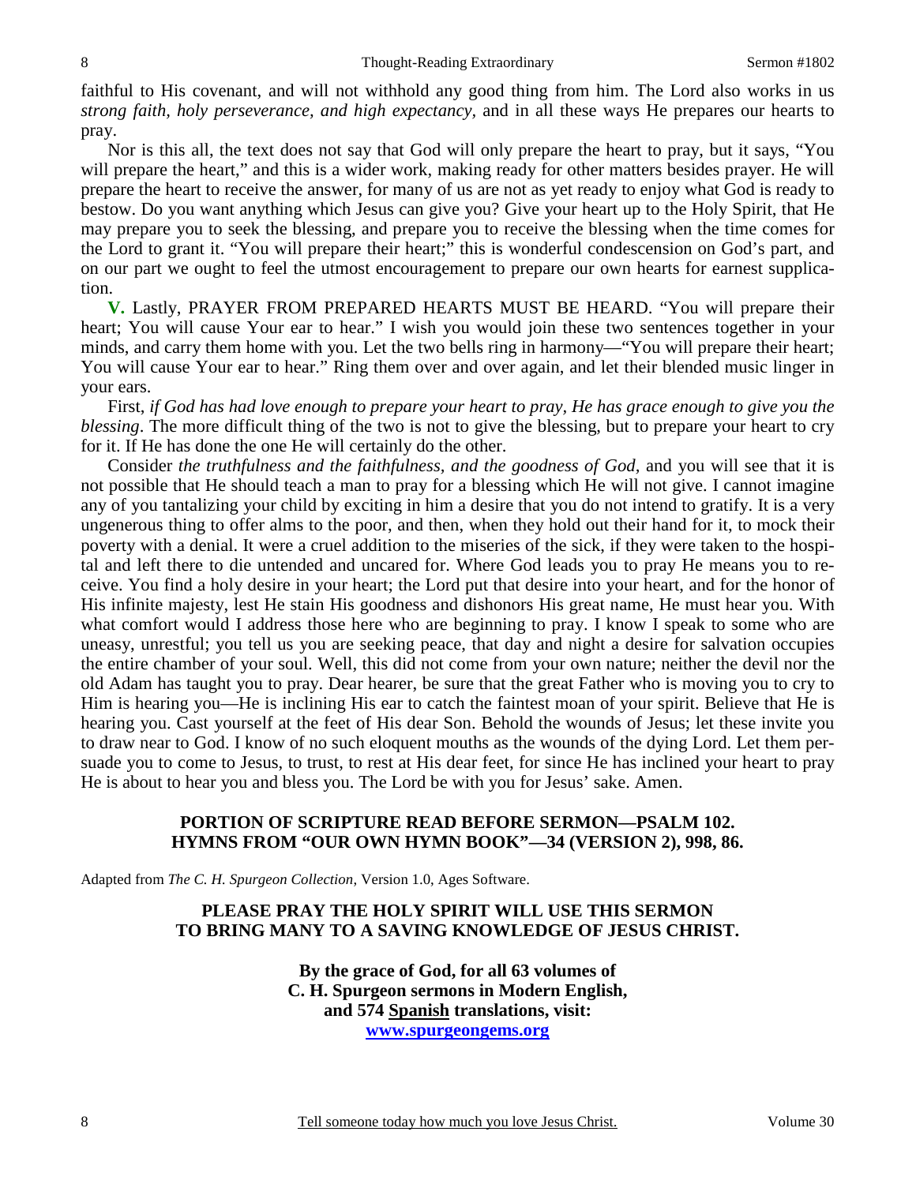faithful to His covenant, and will not withhold any good thing from him. The Lord also works in us *strong faith, holy perseverance, and high expectancy,* and in all these ways He prepares our hearts to pray.

Nor is this all, the text does not say that God will only prepare the heart to pray, but it says, "You will prepare the heart," and this is a wider work, making ready for other matters besides prayer. He will prepare the heart to receive the answer, for many of us are not as yet ready to enjoy what God is ready to bestow. Do you want anything which Jesus can give you? Give your heart up to the Holy Spirit, that He may prepare you to seek the blessing, and prepare you to receive the blessing when the time comes for the Lord to grant it. "You will prepare their heart;" this is wonderful condescension on God's part, and on our part we ought to feel the utmost encouragement to prepare our own hearts for earnest supplication.

**V.** Lastly, PRAYER FROM PREPARED HEARTS MUST BE HEARD. "You will prepare their heart; You will cause Your ear to hear." I wish you would join these two sentences together in your minds, and carry them home with you. Let the two bells ring in harmony—"You will prepare their heart; You will cause Your ear to hear." Ring them over and over again, and let their blended music linger in your ears.

First, *if God has had love enough to prepare your heart to pray, He has grace enough to give you the blessing*. The more difficult thing of the two is not to give the blessing, but to prepare your heart to cry for it. If He has done the one He will certainly do the other.

Consider *the truthfulness and the faithfulness, and the goodness of God,* and you will see that it is not possible that He should teach a man to pray for a blessing which He will not give. I cannot imagine any of you tantalizing your child by exciting in him a desire that you do not intend to gratify. It is a very ungenerous thing to offer alms to the poor, and then, when they hold out their hand for it, to mock their poverty with a denial. It were a cruel addition to the miseries of the sick, if they were taken to the hospital and left there to die untended and uncared for. Where God leads you to pray He means you to receive. You find a holy desire in your heart; the Lord put that desire into your heart, and for the honor of His infinite majesty, lest He stain His goodness and dishonors His great name, He must hear you. With what comfort would I address those here who are beginning to pray. I know I speak to some who are uneasy, unrestful; you tell us you are seeking peace, that day and night a desire for salvation occupies the entire chamber of your soul. Well, this did not come from your own nature; neither the devil nor the old Adam has taught you to pray. Dear hearer, be sure that the great Father who is moving you to cry to Him is hearing you—He is inclining His ear to catch the faintest moan of your spirit. Believe that He is hearing you. Cast yourself at the feet of His dear Son. Behold the wounds of Jesus; let these invite you to draw near to God. I know of no such eloquent mouths as the wounds of the dying Lord. Let them persuade you to come to Jesus, to trust, to rest at His dear feet, for since He has inclined your heart to pray He is about to hear you and bless you. The Lord be with you for Jesus' sake. Amen.

**PORTION OF SCRIPTURE READ BEFORE SERMON—PSALM 102.**
**HYMNS FROM "OUR OWN HYMN BOOK"—34 (VERSION 2), 998, 86.**

Adapted from *The C. H. Spurgeon Collection*, Version 1.0, Ages Software.

**PLEASE PRAY THE HOLY SPIRIT WILL USE THIS SERMON TO BRING MANY TO A SAVING KNOWLEDGE OF JESUS CHRIST.**

**By the grace of God, for all 63 volumes of C. H. Spurgeon sermons in Modern English, and 574 Spanish translations, visit: www.spurgeongems.org**